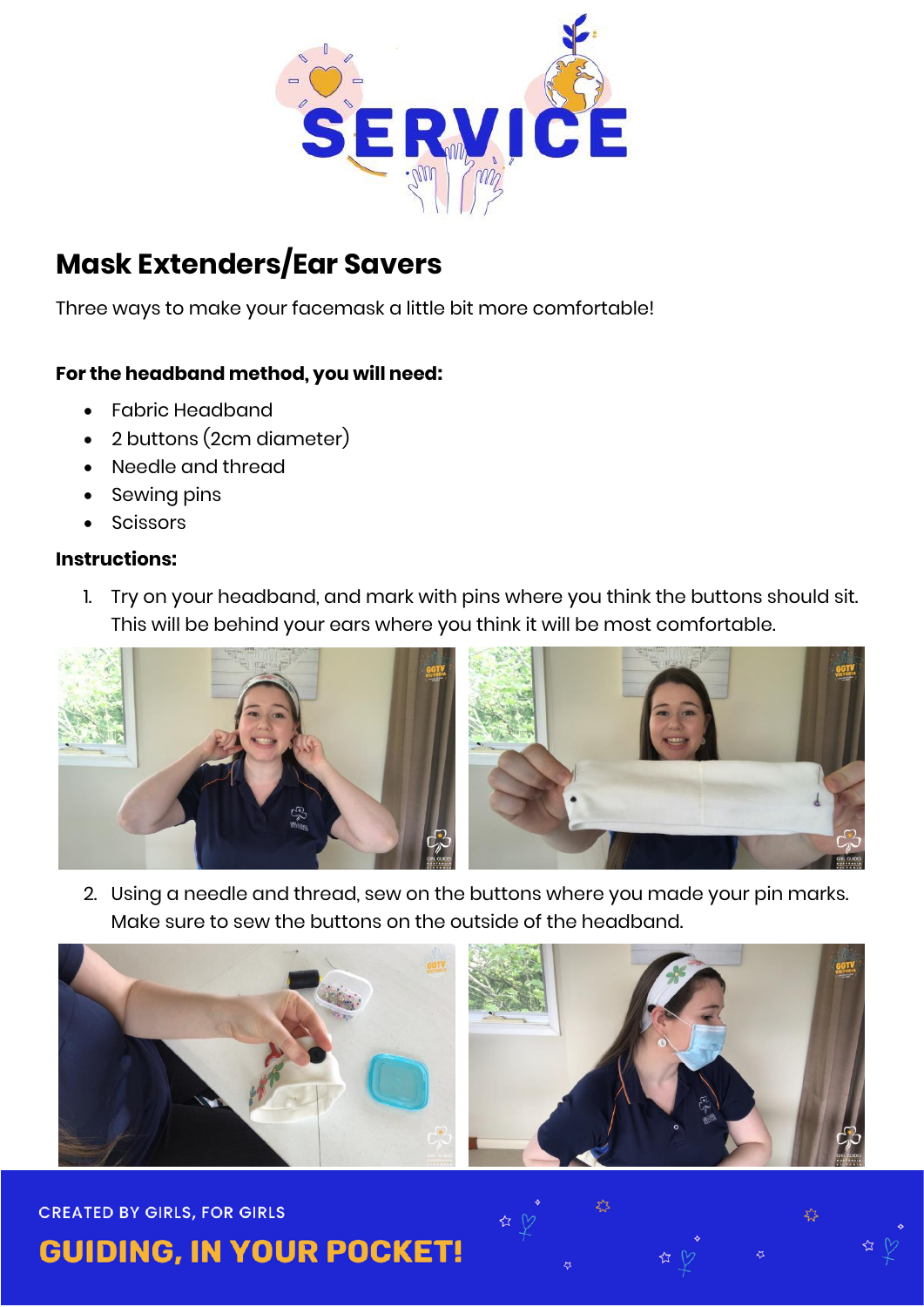# SERVICE

## Mask Extenders/Ear Savers

Three ways to make your facemask a little bit more comfortable!

**For the headband method, you will need:**

- Fabric Headband
- 2 buttons (2cm diameter)
- Needle and thread
- Sewing pins
- Scissors

**Instructions:**

1. Try on your headband, and mark with pins where you think the buttons should sit. This will be behind your ears where you think it will be most comfortable.
2. Using a needle and thread, sew on the buttons where you made your pin marks. Make sure to sew the buttons on the outside of the headband.

CREATED BY GIRLS, FOR GIRLS

**GUIDING, IN YOUR POCKET!**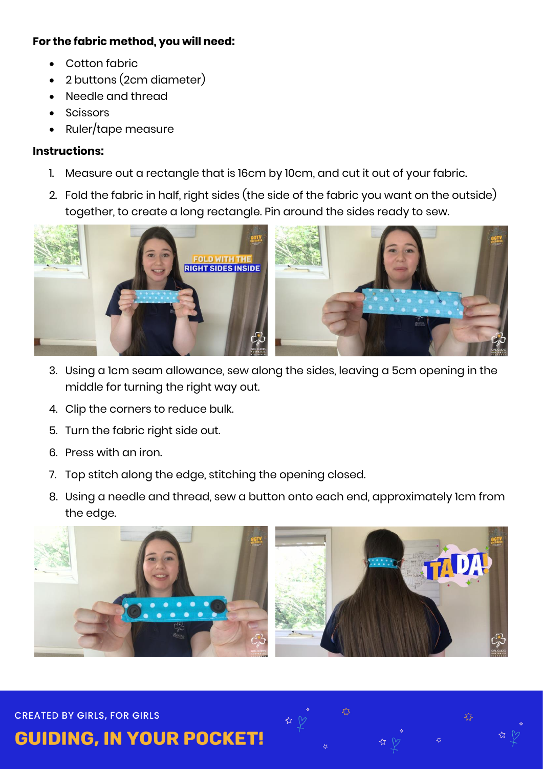**For the fabric method, you will need:**

- Cotton fabric
- 2 buttons (2cm diameter)
- Needle and thread
- Scissors
- Ruler/tape measure

**Instructions:**

1. Measure out a rectangle that is 16cm by 10cm, and cut it out of your fabric.
2. Fold the fabric in half, right sides (the side of the fabric you want on the outside) together, to create a long rectangle. Pin around the sides ready to sew.
3. Using a 1cm seam allowance, sew along the sides, leaving a 5cm opening in the middle for turning the right way out.
4. Clip the corners to reduce bulk.
5. Turn the fabric right side out.
6. Press with an iron.
7. Top stitch along the edge, stitching the opening closed.
8. Using a needle and thread, sew a button onto each end, approximately 1cm from the edge.

CREATED BY GIRLS, FOR GIRLS

**GUIDING, IN YOUR POCKET!**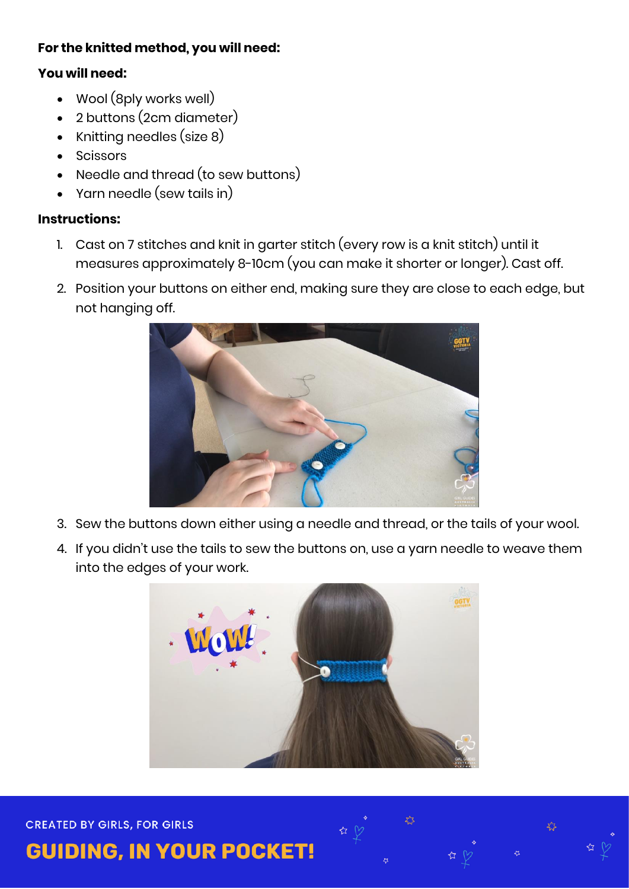**For the knitted method, you will need:**

**You will need:**

- Wool (8ply works well)
- 2 buttons (2cm diameter)
- Knitting needles (size 8)
- Scissors
- Needle and thread (to sew buttons)
- Yarn needle (sew tails in)

**Instructions:**

1. Cast on 7 stitches and knit in garter stitch (every row is a knit stitch) until it measures approximately 8-10cm (you can make it shorter or longer). Cast off.
2. Position your buttons on either end, making sure they are close to each edge, but not hanging off.
3. Sew the buttons down either using a needle and thread, or the tails of your wool.
4. If you didn't use the tails to sew the buttons on, use a yarn needle to weave them into the edges of your work.

CREATED BY GIRLS, FOR GIRLS

**GUIDING, IN YOUR POCKET!**